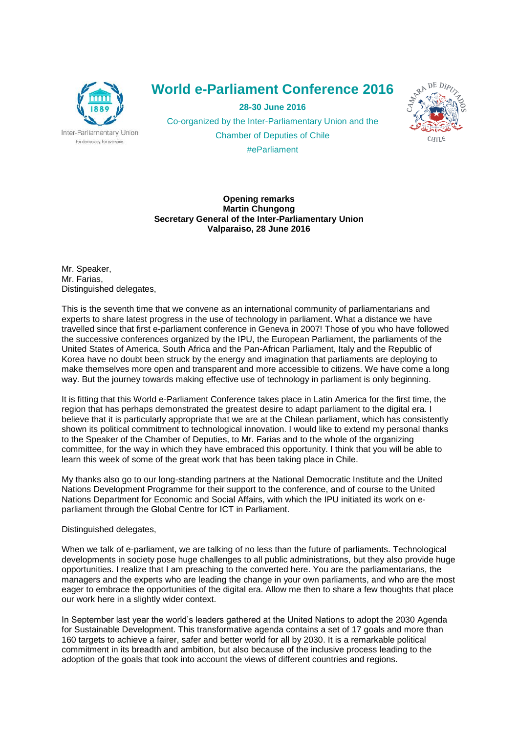# World e-Parliament Conference 2016

**28-30 June 2016**

Co-organized by the Inter-Parliamentary Union and the Chamber of Deputies of Chile

#eParliament

**Opening remarks**
**Martin Chungong**
**Secretary General of the Inter-Parliamentary Union**
**Valparaiso, 28 June 2016**

Mr. Speaker,
Mr. Farias,
Distinguished delegates,

This is the seventh time that we convene as an international community of parliamentarians and experts to share latest progress in the use of technology in parliament. What a distance we have travelled since that first e-parliament conference in Geneva in 2007! Those of you who have followed the successive conferences organized by the IPU, the European Parliament, the parliaments of the United States of America, South Africa and the Pan-African Parliament, Italy and the Republic of Korea have no doubt been struck by the energy and imagination that parliaments are deploying to make themselves more open and transparent and more accessible to citizens. We have come a long way. But the journey towards making effective use of technology in parliament is only beginning.

It is fitting that this World e-Parliament Conference takes place in Latin America for the first time, the region that has perhaps demonstrated the greatest desire to adapt parliament to the digital era. I believe that it is particularly appropriate that we are at the Chilean parliament, which has consistently shown its political commitment to technological innovation. I would like to extend my personal thanks to the Speaker of the Chamber of Deputies, to Mr. Farias and to the whole of the organizing committee, for the way in which they have embraced this opportunity. I think that you will be able to learn this week of some of the great work that has been taking place in Chile.

My thanks also go to our long-standing partners at the National Democratic Institute and the United Nations Development Programme for their support to the conference, and of course to the United Nations Department for Economic and Social Affairs, with which the IPU initiated its work on e-parliament through the Global Centre for ICT in Parliament.

Distinguished delegates,

When we talk of e-parliament, we are talking of no less than the future of parliaments. Technological developments in society pose huge challenges to all public administrations, but they also provide huge opportunities. I realize that I am preaching to the converted here. You are the parliamentarians, the managers and the experts who are leading the change in your own parliaments, and who are the most eager to embrace the opportunities of the digital era. Allow me then to share a few thoughts that place our work here in a slightly wider context.

In September last year the world's leaders gathered at the United Nations to adopt the 2030 Agenda for Sustainable Development. This transformative agenda contains a set of 17 goals and more than 160 targets to achieve a fairer, safer and better world for all by 2030. It is a remarkable political commitment in its breadth and ambition, but also because of the inclusive process leading to the adoption of the goals that took into account the views of different countries and regions.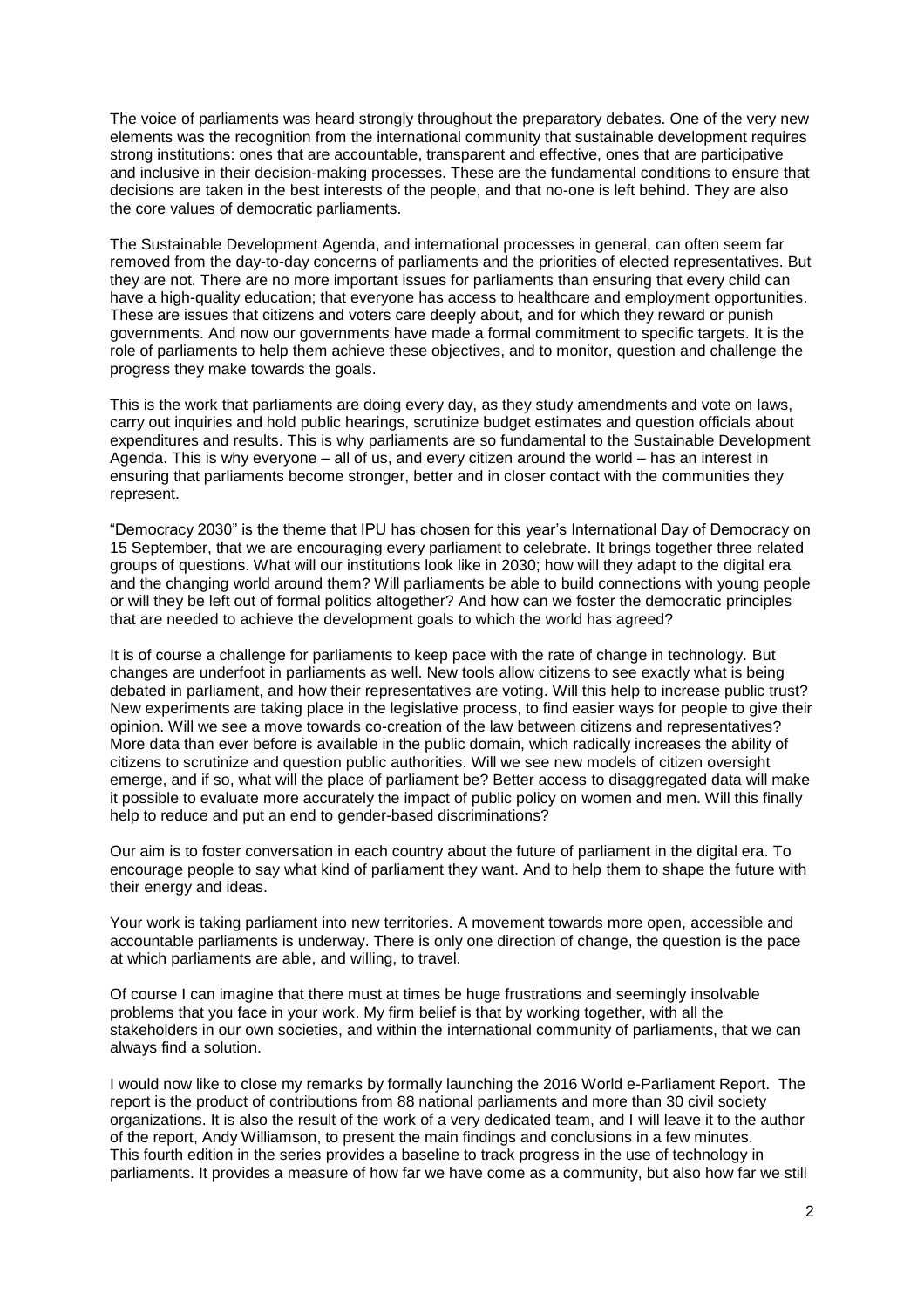The voice of parliaments was heard strongly throughout the preparatory debates. One of the very new elements was the recognition from the international community that sustainable development requires strong institutions: ones that are accountable, transparent and effective, ones that are participative and inclusive in their decision-making processes. These are the fundamental conditions to ensure that decisions are taken in the best interests of the people, and that no-one is left behind. They are also the core values of democratic parliaments.

The Sustainable Development Agenda, and international processes in general, can often seem far removed from the day-to-day concerns of parliaments and the priorities of elected representatives. But they are not. There are no more important issues for parliaments than ensuring that every child can have a high-quality education; that everyone has access to healthcare and employment opportunities. These are issues that citizens and voters care deeply about, and for which they reward or punish governments. And now our governments have made a formal commitment to specific targets. It is the role of parliaments to help them achieve these objectives, and to monitor, question and challenge the progress they make towards the goals.

This is the work that parliaments are doing every day, as they study amendments and vote on laws, carry out inquiries and hold public hearings, scrutinize budget estimates and question officials about expenditures and results. This is why parliaments are so fundamental to the Sustainable Development Agenda. This is why everyone – all of us, and every citizen around the world – has an interest in ensuring that parliaments become stronger, better and in closer contact with the communities they represent.

"Democracy 2030" is the theme that IPU has chosen for this year's International Day of Democracy on 15 September, that we are encouraging every parliament to celebrate. It brings together three related groups of questions. What will our institutions look like in 2030; how will they adapt to the digital era and the changing world around them? Will parliaments be able to build connections with young people or will they be left out of formal politics altogether? And how can we foster the democratic principles that are needed to achieve the development goals to which the world has agreed?

It is of course a challenge for parliaments to keep pace with the rate of change in technology. But changes are underfoot in parliaments as well. New tools allow citizens to see exactly what is being debated in parliament, and how their representatives are voting. Will this help to increase public trust? New experiments are taking place in the legislative process, to find easier ways for people to give their opinion. Will we see a move towards co-creation of the law between citizens and representatives? More data than ever before is available in the public domain, which radically increases the ability of citizens to scrutinize and question public authorities. Will we see new models of citizen oversight emerge, and if so, what will the place of parliament be? Better access to disaggregated data will make it possible to evaluate more accurately the impact of public policy on women and men. Will this finally help to reduce and put an end to gender-based discriminations?

Our aim is to foster conversation in each country about the future of parliament in the digital era. To encourage people to say what kind of parliament they want. And to help them to shape the future with their energy and ideas.

Your work is taking parliament into new territories. A movement towards more open, accessible and accountable parliaments is underway. There is only one direction of change, the question is the pace at which parliaments are able, and willing, to travel.

Of course I can imagine that there must at times be huge frustrations and seemingly insolvable problems that you face in your work. My firm belief is that by working together, with all the stakeholders in our own societies, and within the international community of parliaments, that we can always find a solution.

I would now like to close my remarks by formally launching the 2016 World e-Parliament Report. The report is the product of contributions from 88 national parliaments and more than 30 civil society organizations. It is also the result of the work of a very dedicated team, and I will leave it to the author of the report, Andy Williamson, to present the main findings and conclusions in a few minutes. This fourth edition in the series provides a baseline to track progress in the use of technology in parliaments. It provides a measure of how far we have come as a community, but also how far we still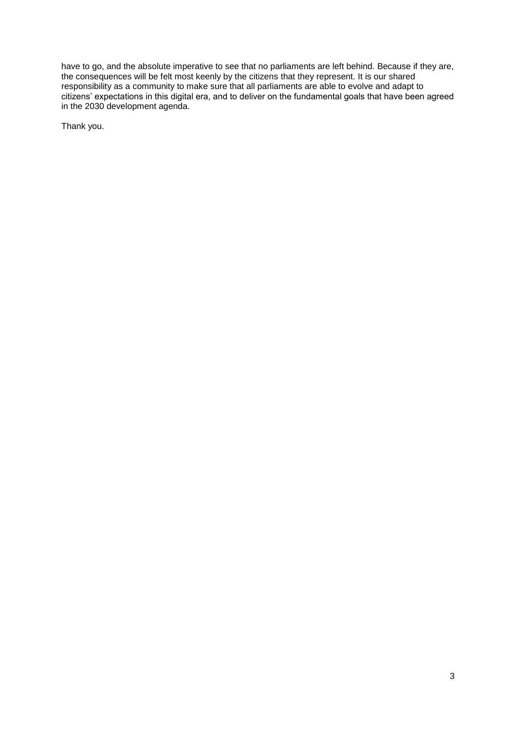have to go, and the absolute imperative to see that no parliaments are left behind. Because if they are, the consequences will be felt most keenly by the citizens that they represent. It is our shared responsibility as a community to make sure that all parliaments are able to evolve and adapt to citizens' expectations in this digital era, and to deliver on the fundamental goals that have been agreed in the 2030 development agenda.

Thank you.